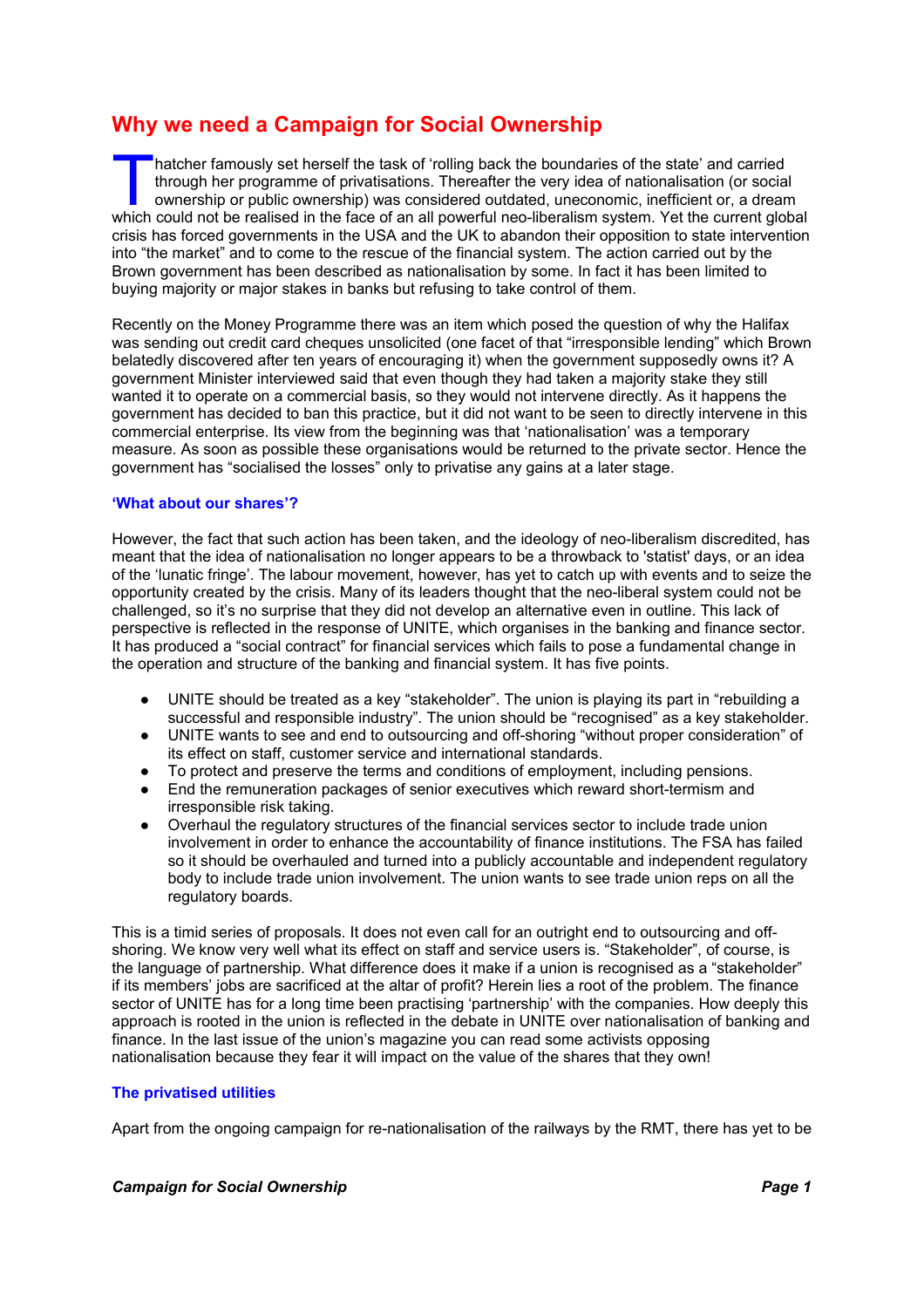# Why we need a Campaign for Social Ownership

Thatcher famously set herself the task of 'rolling back the boundaries of the state' and carried through her programme of privatisations. Thereafter the very idea of nationalisation (or social ownership or public ownership) was considered outdated, uneconomic, inefficient or, a dream which could not be realised in the face of an all powerful neo-liberalism system. Yet the current global crisis has forced governments in the USA and the UK to abandon their opposition to state intervention into "the market" and to come to the rescue of the financial system. The action carried out by the Brown government has been described as nationalisation by some. In fact it has been limited to buying majority or major stakes in banks but refusing to take control of them.

Recently on the Money Programme there was an item which posed the question of why the Halifax was sending out credit card cheques unsolicited (one facet of that "irresponsible lending" which Brown belatedly discovered after ten years of encouraging it) when the government supposedly owns it? A government Minister interviewed said that even though they had taken a majority stake they still wanted it to operate on a commercial basis, so they would not intervene directly. As it happens the government has decided to ban this practice, but it did not want to be seen to directly intervene in this commercial enterprise. Its view from the beginning was that 'nationalisation' was a temporary measure. As soon as possible these organisations would be returned to the private sector. Hence the government has "socialised the losses" only to privatise any gains at a later stage.

### 'What about our shares'?

However, the fact that such action has been taken, and the ideology of neo-liberalism discredited, has meant that the idea of nationalisation no longer appears to be a throwback to 'statist' days, or an idea of the 'lunatic fringe'. The labour movement, however, has yet to catch up with events and to seize the opportunity created by the crisis. Many of its leaders thought that the neo-liberal system could not be challenged, so it's no surprise that they did not develop an alternative even in outline. This lack of perspective is reflected in the response of UNITE, which organises in the banking and finance sector. It has produced a "social contract" for financial services which fails to pose a fundamental change in the operation and structure of the banking and financial system. It has five points.

- UNITE should be treated as a key "stakeholder". The union is playing its part in "rebuilding a successful and responsible industry". The union should be "recognised" as a key stakeholder.
- UNITE wants to see and end to outsourcing and off-shoring "without proper consideration" of its effect on staff, customer service and international standards.
- To protect and preserve the terms and conditions of employment, including pensions.
- End the remuneration packages of senior executives which reward short-termism and irresponsible risk taking.
- Overhaul the regulatory structures of the financial services sector to include trade union involvement in order to enhance the accountability of finance institutions. The FSA has failed so it should be overhauled and turned into a publicly accountable and independent regulatory body to include trade union involvement. The union wants to see trade union reps on all the regulatory boards.

This is a timid series of proposals. It does not even call for an outright end to outsourcing and off-shoring. We know very well what its effect on staff and service users is. "Stakeholder", of course, is the language of partnership. What difference does it make if a union is recognised as a "stakeholder" if its members' jobs are sacrificed at the altar of profit? Herein lies a root of the problem. The finance sector of UNITE has for a long time been practising 'partnership' with the companies. How deeply this approach is rooted in the union is reflected in the debate in UNITE over nationalisation of banking and finance. In the last issue of the union's magazine you can read some activists opposing nationalisation because they fear it will impact on the value of the shares that they own!

### The privatised utilities

Apart from the ongoing campaign for re-nationalisation of the railways by the RMT, there has yet to be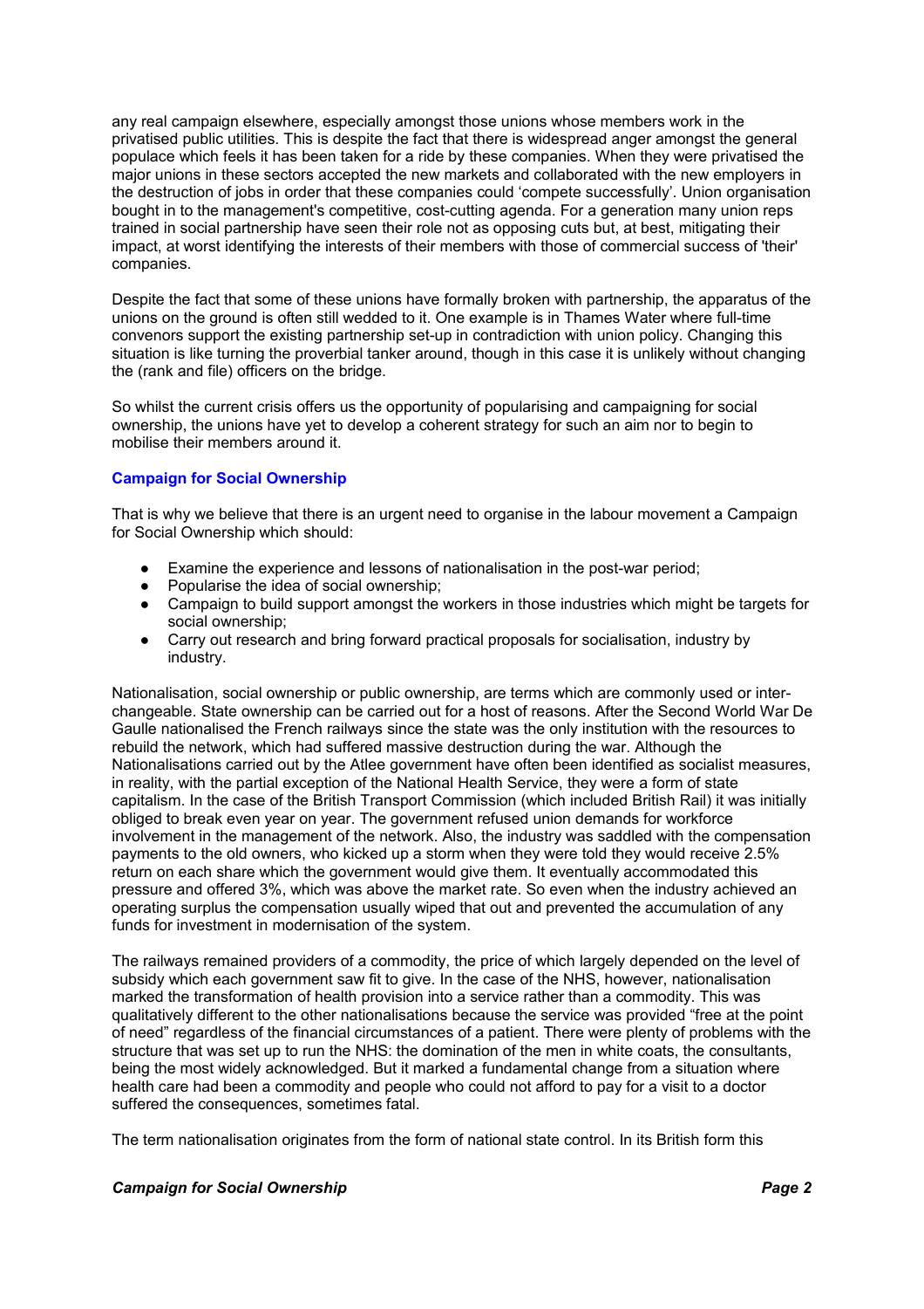any real campaign elsewhere, especially amongst those unions whose members work in the privatised public utilities. This is despite the fact that there is widespread anger amongst the general populace which feels it has been taken for a ride by these companies. When they were privatised the major unions in these sectors accepted the new markets and collaborated with the new employers in the destruction of jobs in order that these companies could 'compete successfully'. Union organisation bought in to the management's competitive, cost-cutting agenda. For a generation many union reps trained in social partnership have seen their role not as opposing cuts but, at best, mitigating their impact, at worst identifying the interests of their members with those of commercial success of 'their' companies.

Despite the fact that some of these unions have formally broken with partnership, the apparatus of the unions on the ground is often still wedded to it. One example is in Thames Water where full-time convenors support the existing partnership set-up in contradiction with union policy. Changing this situation is like turning the proverbial tanker around, though in this case it is unlikely without changing the (rank and file) officers on the bridge.

So whilst the current crisis offers us the opportunity of popularising and campaigning for social ownership, the unions have yet to develop a coherent strategy for such an aim nor to begin to mobilise their members around it.

### Campaign for Social Ownership

That is why we believe that there is an urgent need to organise in the labour movement a Campaign for Social Ownership which should:

- Examine the experience and lessons of nationalisation in the post-war period;
- Popularise the idea of social ownership;
- Campaign to build support amongst the workers in those industries which might be targets for social ownership;
- Carry out research and bring forward practical proposals for socialisation, industry by industry.

Nationalisation, social ownership or public ownership, are terms which are commonly used or inter-changeable. State ownership can be carried out for a host of reasons. After the Second World War De Gaulle nationalised the French railways since the state was the only institution with the resources to rebuild the network, which had suffered massive destruction during the war. Although the Nationalisations carried out by the Atlee government have often been identified as socialist measures, in reality, with the partial exception of the National Health Service, they were a form of state capitalism. In the case of the British Transport Commission (which included British Rail) it was initially obliged to break even year on year. The government refused union demands for workforce involvement in the management of the network. Also, the industry was saddled with the compensation payments to the old owners, who kicked up a storm when they were told they would receive 2.5% return on each share which the government would give them. It eventually accommodated this pressure and offered 3%, which was above the market rate. So even when the industry achieved an operating surplus the compensation usually wiped that out and prevented the accumulation of any funds for investment in modernisation of the system.

The railways remained providers of a commodity, the price of which largely depended on the level of subsidy which each government saw fit to give. In the case of the NHS, however, nationalisation marked the transformation of health provision into a service rather than a commodity. This was qualitatively different to the other nationalisations because the service was provided "free at the point of need" regardless of the financial circumstances of a patient. There were plenty of problems with the structure that was set up to run the NHS: the domination of the men in white coats, the consultants, being the most widely acknowledged. But it marked a fundamental change from a situation where health care had been a commodity and people who could not afford to pay for a visit to a doctor suffered the consequences, sometimes fatal.

The term nationalisation originates from the form of national state control. In its British form this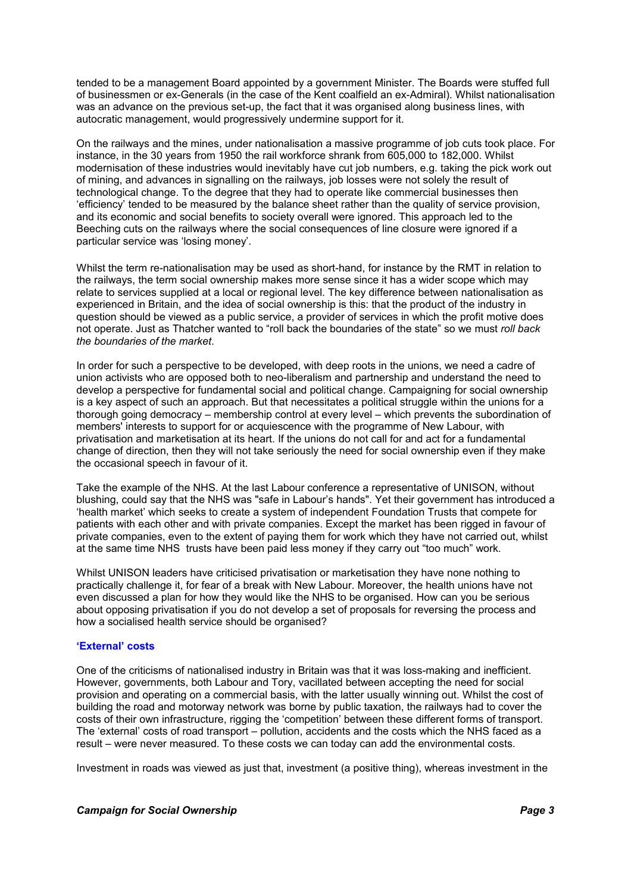tended to be a management Board appointed by a government Minister. The Boards were stuffed full of businessmen or ex-Generals (in the case of the Kent coalfield an ex-Admiral). Whilst nationalisation was an advance on the previous set-up, the fact that it was organised along business lines, with autocratic management, would progressively undermine support for it.

On the railways and the mines, under nationalisation a massive programme of job cuts took place. For instance, in the 30 years from 1950 the rail workforce shrank from 605,000 to 182,000. Whilst modernisation of these industries would inevitably have cut job numbers, e.g. taking the pick work out of mining, and advances in signalling on the railways, job losses were not solely the result of technological change. To the degree that they had to operate like commercial businesses then 'efficiency' tended to be measured by the balance sheet rather than the quality of service provision, and its economic and social benefits to society overall were ignored. This approach led to the Beeching cuts on the railways where the social consequences of line closure were ignored if a particular service was 'losing money'.

Whilst the term re-nationalisation may be used as short-hand, for instance by the RMT in relation to the railways, the term social ownership makes more sense since it has a wider scope which may relate to services supplied at a local or regional level. The key difference between nationalisation as experienced in Britain, and the idea of social ownership is this: that the product of the industry in question should be viewed as a public service, a provider of services in which the profit motive does not operate. Just as Thatcher wanted to "roll back the boundaries of the state" so we must *roll back the boundaries of the market*.

In order for such a perspective to be developed, with deep roots in the unions, we need a cadre of union activists who are opposed both to neo-liberalism and partnership and understand the need to develop a perspective for fundamental social and political change. Campaigning for social ownership is a key aspect of such an approach. But that necessitates a political struggle within the unions for a thorough going democracy – membership control at every level – which prevents the subordination of members' interests to support for or acquiescence with the programme of New Labour, with privatisation and marketisation at its heart. If the unions do not call for and act for a fundamental change of direction, then they will not take seriously the need for social ownership even if they make the occasional speech in favour of it.

Take the example of the NHS. At the last Labour conference a representative of UNISON, without blushing, could say that the NHS was "safe in Labour's hands". Yet their government has introduced a 'health market' which seeks to create a system of independent Foundation Trusts that compete for patients with each other and with private companies. Except the market has been rigged in favour of private companies, even to the extent of paying them for work which they have not carried out, whilst at the same time NHS trusts have been paid less money if they carry out "too much" work.

Whilst UNISON leaders have criticised privatisation or marketisation they have none nothing to practically challenge it, for fear of a break with New Labour. Moreover, the health unions have not even discussed a plan for how they would like the NHS to be organised. How can you be serious about opposing privatisation if you do not develop a set of proposals for reversing the process and how a socialised health service should be organised?

### 'External' costs

One of the criticisms of nationalised industry in Britain was that it was loss-making and inefficient. However, governments, both Labour and Tory, vacillated between accepting the need for social provision and operating on a commercial basis, with the latter usually winning out. Whilst the cost of building the road and motorway network was borne by public taxation, the railways had to cover the costs of their own infrastructure, rigging the 'competition' between these different forms of transport. The 'external' costs of road transport – pollution, accidents and the costs which the NHS faced as a result – were never measured. To these costs we can today can add the environmental costs.

Investment in roads was viewed as just that, investment (a positive thing), whereas investment in the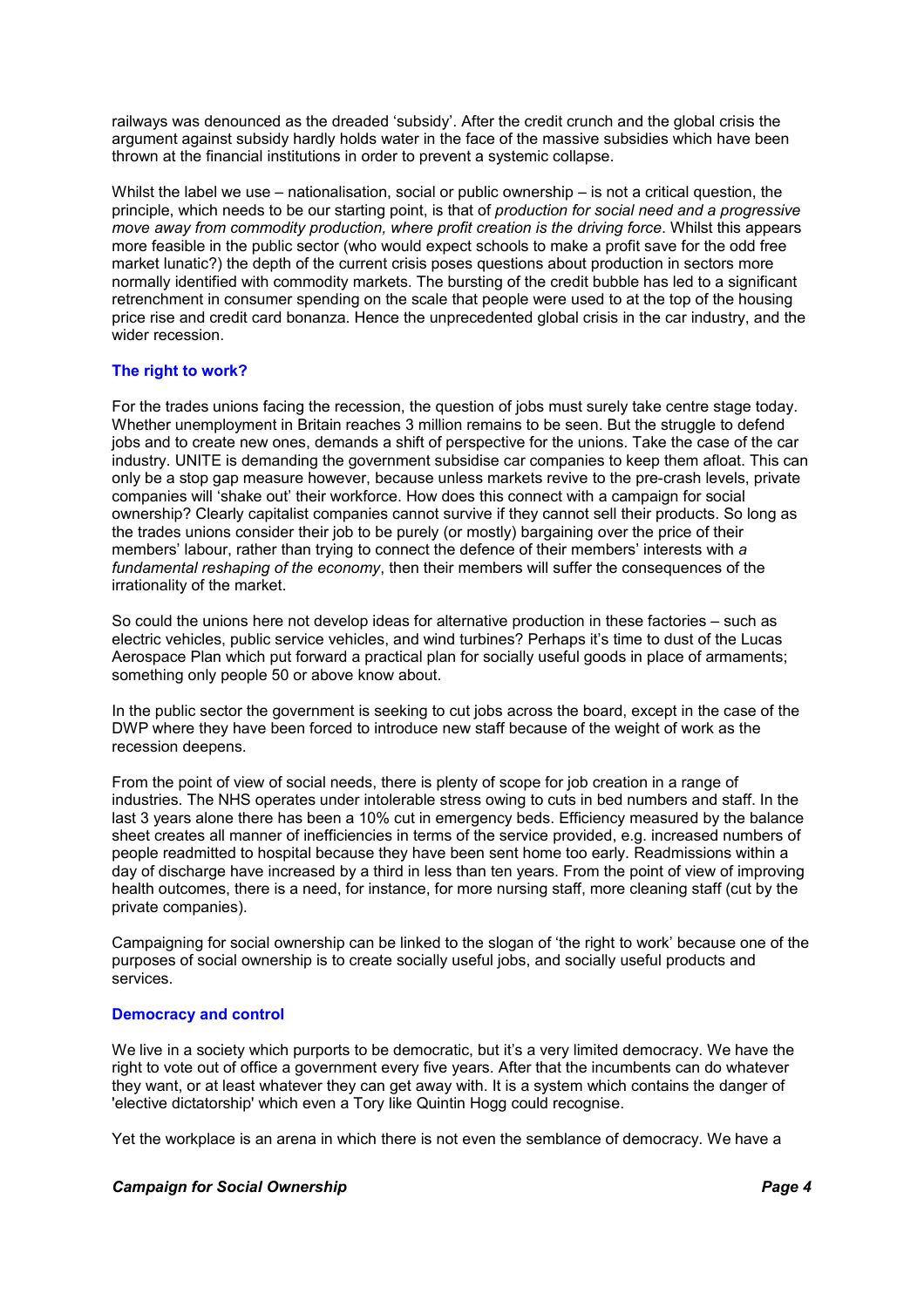railways was denounced as the dreaded 'subsidy'. After the credit crunch and the global crisis the argument against subsidy hardly holds water in the face of the massive subsidies which have been thrown at the financial institutions in order to prevent a systemic collapse.

Whilst the label we use – nationalisation, social or public ownership – is not a critical question, the principle, which needs to be our starting point, is that of *production for social need and a progressive move away from commodity production, where profit creation is the driving force*. Whilst this appears more feasible in the public sector (who would expect schools to make a profit save for the odd free market lunatic?) the depth of the current crisis poses questions about production in sectors more normally identified with commodity markets. The bursting of the credit bubble has led to a significant retrenchment in consumer spending on the scale that people were used to at the top of the housing price rise and credit card bonanza. Hence the unprecedented global crisis in the car industry, and the wider recession.

### The right to work?

For the trades unions facing the recession, the question of jobs must surely take centre stage today. Whether unemployment in Britain reaches 3 million remains to be seen. But the struggle to defend jobs and to create new ones, demands a shift of perspective for the unions. Take the case of the car industry. UNITE is demanding the government subsidise car companies to keep them afloat. This can only be a stop gap measure however, because unless markets revive to the pre-crash levels, private companies will 'shake out' their workforce. How does this connect with a campaign for social ownership? Clearly capitalist companies cannot survive if they cannot sell their products. So long as the trades unions consider their job to be purely (or mostly) bargaining over the price of their members' labour, rather than trying to connect the defence of their members' interests with *a fundamental reshaping of the economy*, then their members will suffer the consequences of the irrationality of the market.

So could the unions here not develop ideas for alternative production in these factories – such as electric vehicles, public service vehicles, and wind turbines? Perhaps it's time to dust of the Lucas Aerospace Plan which put forward a practical plan for socially useful goods in place of armaments; something only people 50 or above know about.

In the public sector the government is seeking to cut jobs across the board, except in the case of the DWP where they have been forced to introduce new staff because of the weight of work as the recession deepens.

From the point of view of social needs, there is plenty of scope for job creation in a range of industries. The NHS operates under intolerable stress owing to cuts in bed numbers and staff. In the last 3 years alone there has been a 10% cut in emergency beds. Efficiency measured by the balance sheet creates all manner of inefficiencies in terms of the service provided, e.g. increased numbers of people readmitted to hospital because they have been sent home too early. Readmissions within a day of discharge have increased by a third in less than ten years. From the point of view of improving health outcomes, there is a need, for instance, for more nursing staff, more cleaning staff (cut by the private companies).

Campaigning for social ownership can be linked to the slogan of 'the right to work' because one of the purposes of social ownership is to create socially useful jobs, and socially useful products and services.

### Democracy and control

We live in a society which purports to be democratic, but it's a very limited democracy. We have the right to vote out of office a government every five years. After that the incumbents can do whatever they want, or at least whatever they can get away with. It is a system which contains the danger of 'elective dictatorship' which even a Tory like Quintin Hogg could recognise.

Yet the workplace is an arena in which there is not even the semblance of democracy. We have a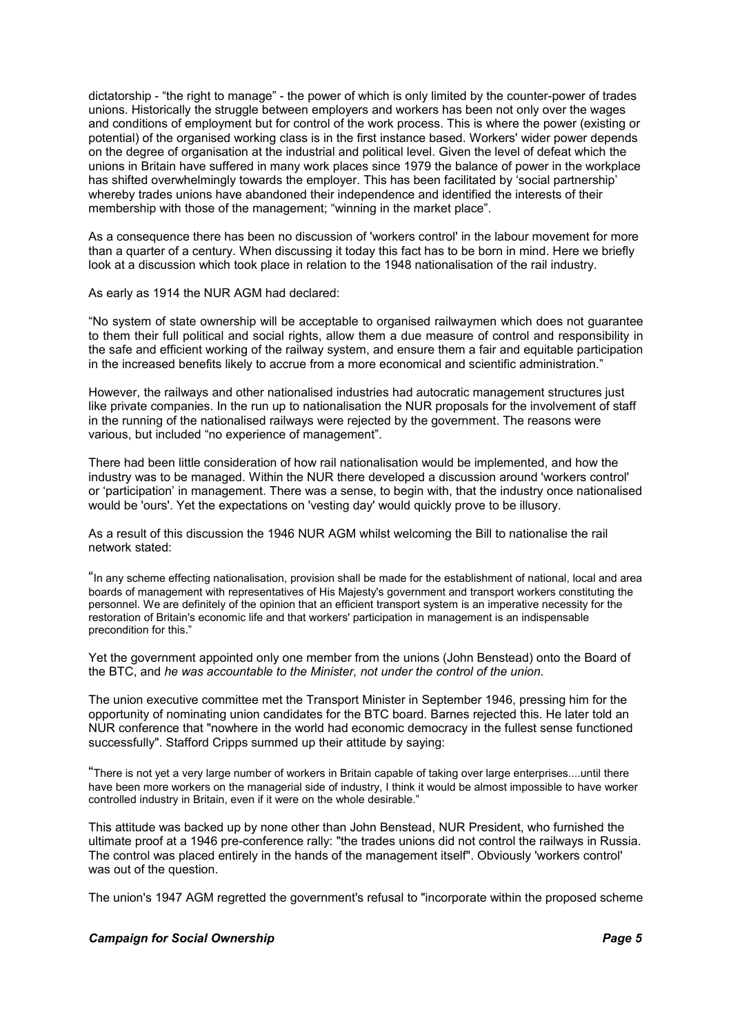dictatorship - “the right to manage” - the power of which is only limited by the counter-power of trades unions. Historically the struggle between employers and workers has been not only over the wages and conditions of employment but for control of the work process. This is where the power (existing or potential) of the organised working class is in the first instance based. Workers' wider power depends on the degree of organisation at the industrial and political level. Given the level of defeat which the unions in Britain have suffered in many work places since 1979 the balance of power in the workplace has shifted overwhelmingly towards the employer. This has been facilitated by ‘social partnership’ whereby trades unions have abandoned their independence and identified the interests of their membership with those of the management; “winning in the market place”.

As a consequence there has been no discussion of 'workers control' in the labour movement for more than a quarter of a century. When discussing it today this fact has to be born in mind. Here we briefly look at a discussion which took place in relation to the 1948 nationalisation of the rail industry.

As early as 1914 the NUR AGM had declared:

“No system of state ownership will be acceptable to organised railwaymen which does not guarantee to them their full political and social rights, allow them a due measure of control and responsibility in the safe and efficient working of the railway system, and ensure them a fair and equitable participation in the increased benefits likely to accrue from a more economical and scientific administration.”

However, the railways and other nationalised industries had autocratic management structures just like private companies. In the run up to nationalisation the NUR proposals for the involvement of staff in the running of the nationalised railways were rejected by the government. The reasons were various, but included “no experience of management”.

There had been little consideration of how rail nationalisation would be implemented, and how the industry was to be managed. Within the NUR there developed a discussion around 'workers control' or ‘participation’ in management. There was a sense, to begin with, that the industry once nationalised would be 'ours'. Yet the expectations on 'vesting day' would quickly prove to be illusory.

As a result of this discussion the 1946 NUR AGM whilst welcoming the Bill to nationalise the rail network stated:

“In any scheme effecting nationalisation, provision shall be made for the establishment of national, local and area boards of management with representatives of His Majesty's government and transport workers constituting the personnel. We are definitely of the opinion that an efficient transport system is an imperative necessity for the restoration of Britain's economic life and that workers' participation in management is an indispensable precondition for this.”

Yet the government appointed only one member from the unions (John Benstead) onto the Board of the BTC, and *he was accountable to the Minister, not under the control of the union.*

The union executive committee met the Transport Minister in September 1946, pressing him for the opportunity of nominating union candidates for the BTC board. Barnes rejected this. He later told an NUR conference that "nowhere in the world had economic democracy in the fullest sense functioned successfully". Stafford Cripps summed up their attitude by saying:

“There is not yet a very large number of workers in Britain capable of taking over large enterprises....until there have been more workers on the managerial side of industry, I think it would be almost impossible to have worker controlled industry in Britain, even if it were on the whole desirable.”

This attitude was backed up by none other than John Benstead, NUR President, who furnished the ultimate proof at a 1946 pre-conference rally: "the trades unions did not control the railways in Russia. The control was placed entirely in the hands of the management itself". Obviously 'workers control' was out of the question.

The union's 1947 AGM regretted the government's refusal to "incorporate within the proposed scheme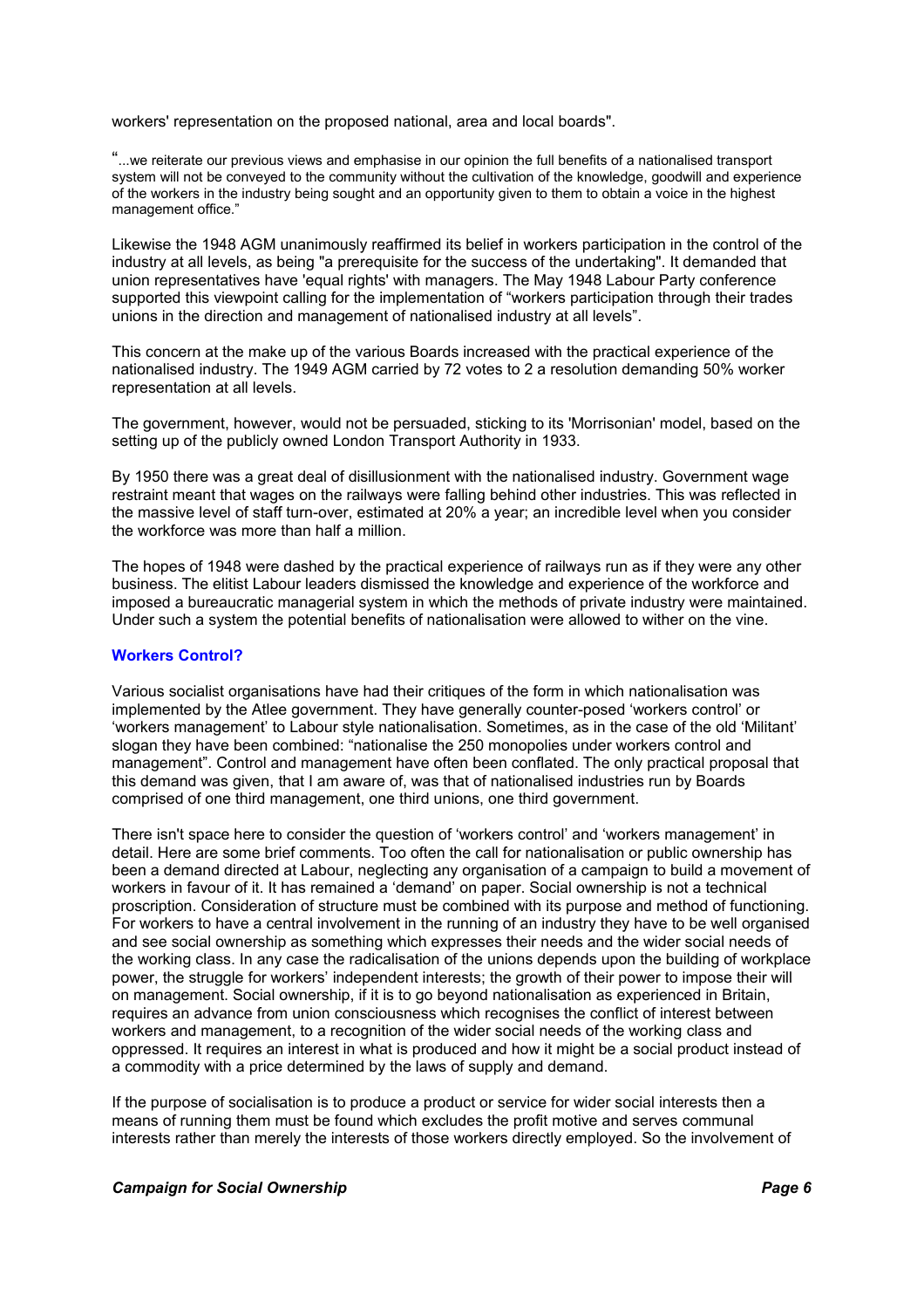workers' representation on the proposed national, area and local boards".

"...we reiterate our previous views and emphasise in our opinion the full benefits of a nationalised transport system will not be conveyed to the community without the cultivation of the knowledge, goodwill and experience of the workers in the industry being sought and an opportunity given to them to obtain a voice in the highest management office."

Likewise the 1948 AGM unanimously reaffirmed its belief in workers participation in the control of the industry at all levels, as being "a prerequisite for the success of the undertaking". It demanded that union representatives have 'equal rights' with managers. The May 1948 Labour Party conference supported this viewpoint calling for the implementation of "workers participation through their trades unions in the direction and management of nationalised industry at all levels".

This concern at the make up of the various Boards increased with the practical experience of the nationalised industry. The 1949 AGM carried by 72 votes to 2 a resolution demanding 50% worker representation at all levels.

The government, however, would not be persuaded, sticking to its 'Morrisonian' model, based on the setting up of the publicly owned London Transport Authority in 1933.

By 1950 there was a great deal of disillusionment with the nationalised industry. Government wage restraint meant that wages on the railways were falling behind other industries. This was reflected in the massive level of staff turn-over, estimated at 20% a year; an incredible level when you consider the workforce was more than half a million.

The hopes of 1948 were dashed by the practical experience of railways run as if they were any other business. The elitist Labour leaders dismissed the knowledge and experience of the workforce and imposed a bureaucratic managerial system in which the methods of private industry were maintained. Under such a system the potential benefits of nationalisation were allowed to wither on the vine.

### Workers Control?

Various socialist organisations have had their critiques of the form in which nationalisation was implemented by the Atlee government. They have generally counter-posed 'workers control' or 'workers management' to Labour style nationalisation. Sometimes, as in the case of the old 'Militant' slogan they have been combined: "nationalise the 250 monopolies under workers control and management". Control and management have often been conflated. The only practical proposal that this demand was given, that I am aware of, was that of nationalised industries run by Boards comprised of one third management, one third unions, one third government.

There isn't space here to consider the question of 'workers control' and 'workers management' in detail. Here are some brief comments. Too often the call for nationalisation or public ownership has been a demand directed at Labour, neglecting any organisation of a campaign to build a movement of workers in favour of it. It has remained a 'demand' on paper. Social ownership is not a technical proscription. Consideration of structure must be combined with its purpose and method of functioning. For workers to have a central involvement in the running of an industry they have to be well organised and see social ownership as something which expresses their needs and the wider social needs of the working class. In any case the radicalisation of the unions depends upon the building of workplace power, the struggle for workers' independent interests; the growth of their power to impose their will on management. Social ownership, if it is to go beyond nationalisation as experienced in Britain, requires an advance from union consciousness which recognises the conflict of interest between workers and management, to a recognition of the wider social needs of the working class and oppressed. It requires an interest in what is produced and how it might be a social product instead of a commodity with a price determined by the laws of supply and demand.

If the purpose of socialisation is to produce a product or service for wider social interests then a means of running them must be found which excludes the profit motive and serves communal interests rather than merely the interests of those workers directly employed. So the involvement of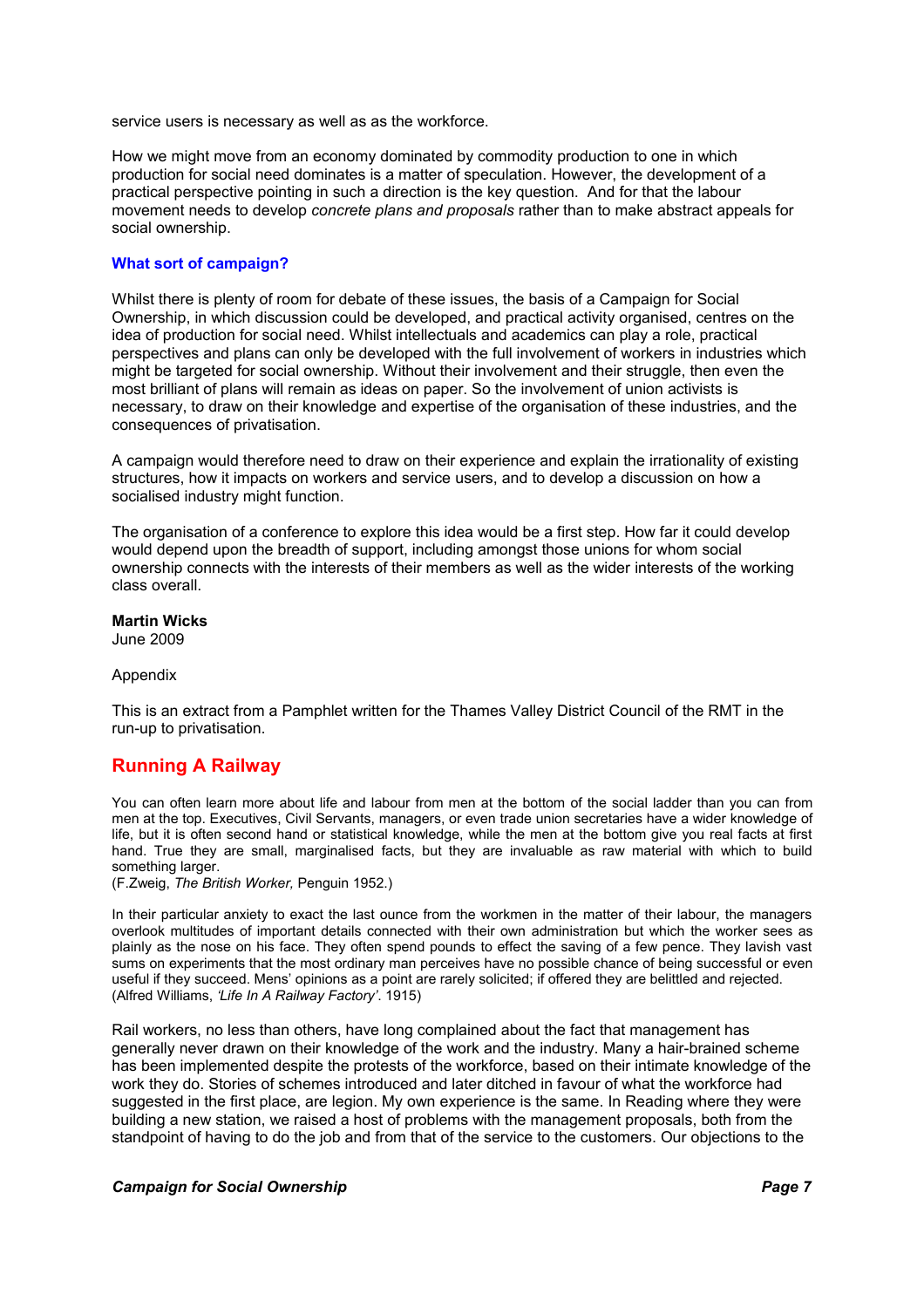service users is necessary as well as as the workforce.

How we might move from an economy dominated by commodity production to one in which production for social need dominates is a matter of speculation. However, the development of a practical perspective pointing in such a direction is the key question. And for that the labour movement needs to develop *concrete plans and proposals* rather than to make abstract appeals for social ownership.

### What sort of campaign?

Whilst there is plenty of room for debate of these issues, the basis of a Campaign for Social Ownership, in which discussion could be developed, and practical activity organised, centres on the idea of production for social need. Whilst intellectuals and academics can play a role, practical perspectives and plans can only be developed with the full involvement of workers in industries which might be targeted for social ownership. Without their involvement and their struggle, then even the most brilliant of plans will remain as ideas on paper. So the involvement of union activists is necessary, to draw on their knowledge and expertise of the organisation of these industries, and the consequences of privatisation.

A campaign would therefore need to draw on their experience and explain the irrationality of existing structures, how it impacts on workers and service users, and to develop a discussion on how a socialised industry might function.

The organisation of a conference to explore this idea would be a first step. How far it could develop would depend upon the breadth of support, including amongst those unions for whom social ownership connects with the interests of their members as well as the wider interests of the working class overall.

**Martin Wicks**
June 2009

Appendix

This is an extract from a Pamphlet written for the Thames Valley District Council of the RMT in the run-up to privatisation.

## Running A Railway

You can often learn more about life and labour from men at the bottom of the social ladder than you can from men at the top. Executives, Civil Servants, managers, or even trade union secretaries have a wider knowledge of life, but it is often second hand or statistical knowledge, while the men at the bottom give you real facts at first hand. True they are small, marginalised facts, but they are invaluable as raw material with which to build something larger.
(F.Zweig, *The British Worker,* Penguin 1952.)

In their particular anxiety to exact the last ounce from the workmen in the matter of their labour, the managers overlook multitudes of important details connected with their own administration but which the worker sees as plainly as the nose on his face. They often spend pounds to effect the saving of a few pence. They lavish vast sums on experiments that the most ordinary man perceives have no possible chance of being successful or even useful if they succeed. Mens' opinions as a point are rarely solicited; if offered they are belittled and rejected.
(Alfred Williams, *'Life In A Railway Factory'*. 1915)

Rail workers, no less than others, have long complained about the fact that management has generally never drawn on their knowledge of the work and the industry. Many a hair-brained scheme has been implemented despite the protests of the workforce, based on their intimate knowledge of the work they do. Stories of schemes introduced and later ditched in favour of what the workforce had suggested in the first place, are legion. My own experience is the same. In Reading where they were building a new station, we raised a host of problems with the management proposals, both from the standpoint of having to do the job and from that of the service to the customers. Our objections to the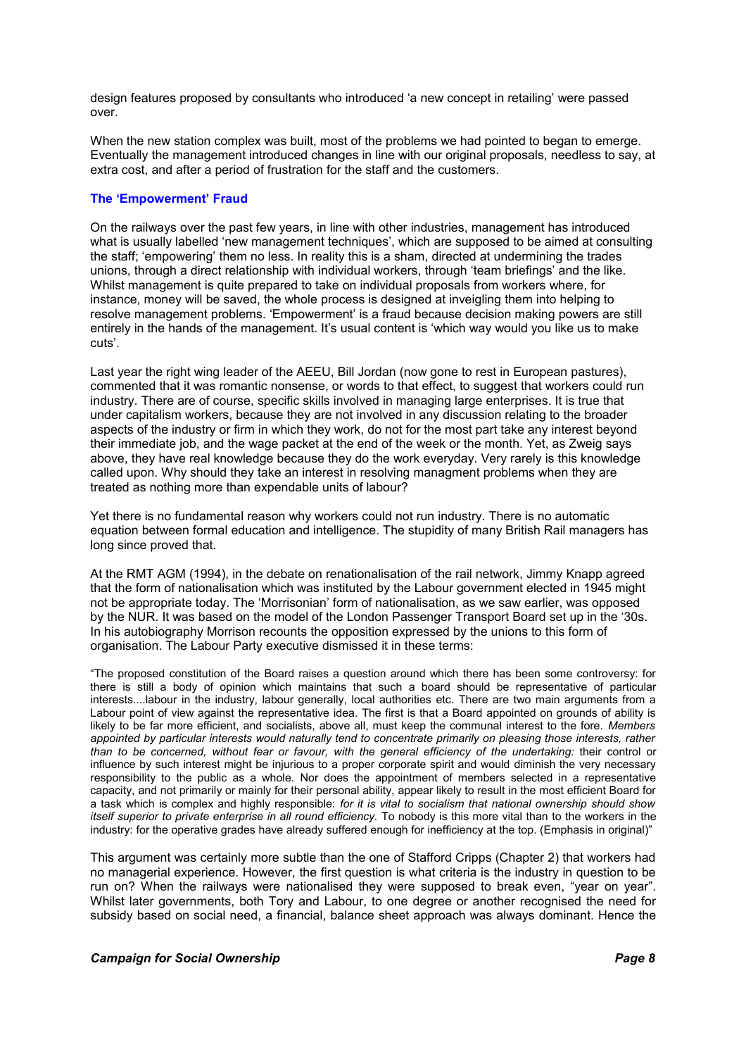design features proposed by consultants who introduced 'a new concept in retailing' were passed over.

When the new station complex was built, most of the problems we had pointed to began to emerge. Eventually the management introduced changes in line with our original proposals, needless to say, at extra cost, and after a period of frustration for the staff and the customers.

### The 'Empowerment' Fraud

On the railways over the past few years, in line with other industries, management has introduced what is usually labelled 'new management techniques', which are supposed to be aimed at consulting the staff; 'empowering' them no less. In reality this is a sham, directed at undermining the trades unions, through a direct relationship with individual workers, through 'team briefings' and the like. Whilst management is quite prepared to take on individual proposals from workers where, for instance, money will be saved, the whole process is designed at inveigling them into helping to resolve management problems. 'Empowerment' is a fraud because decision making powers are still entirely in the hands of the management. It's usual content is 'which way would you like us to make cuts'.

Last year the right wing leader of the AEEU, Bill Jordan (now gone to rest in European pastures), commented that it was romantic nonsense, or words to that effect, to suggest that workers could run industry. There are of course, specific skills involved in managing large enterprises. It is true that under capitalism workers, because they are not involved in any discussion relating to the broader aspects of the industry or firm in which they work, do not for the most part take any interest beyond their immediate job, and the wage packet at the end of the week or the month. Yet, as Zweig says above, they have real knowledge because they do the work everyday. Very rarely is this knowledge called upon. Why should they take an interest in resolving managment problems when they are treated as nothing more than expendable units of labour?

Yet there is no fundamental reason why workers could not run industry. There is no automatic equation between formal education and intelligence. The stupidity of many British Rail managers has long since proved that.

At the RMT AGM (1994), in the debate on renationalisation of the rail network, Jimmy Knapp agreed that the form of nationalisation which was instituted by the Labour government elected in 1945 might not be appropriate today. The 'Morrisonian' form of nationalisation, as we saw earlier, was opposed by the NUR. It was based on the model of the London Passenger Transport Board set up in the '30s. In his autobiography Morrison recounts the opposition expressed by the unions to this form of organisation. The Labour Party executive dismissed it in these terms:

> "The proposed constitution of the Board raises a question around which there has been some controversy: for there is still a body of opinion which maintains that such a board should be representative of particular interests....labour in the industry, labour generally, local authorities etc. There are two main arguments from a Labour point of view against the representative idea. The first is that a Board appointed on grounds of ability is likely to be far more efficient, and socialists, above all, must keep the communal interest to the fore. *Members appointed by particular interests would naturally tend to concentrate primarily on pleasing those interests, rather than to be concerned, without fear or favour, with the general efficiency of the undertaking:* their control or influence by such interest might be injurious to a proper corporate spirit and would diminish the very necessary responsibility to the public as a whole. Nor does the appointment of members selected in a representative capacity, and not primarily or mainly for their personal ability, appear likely to result in the most efficient Board for a task which is complex and highly responsible: *for it is vital to socialism that national ownership should show itself superior to private enterprise in all round efficiency.* To nobody is this more vital than to the workers in the industry: for the operative grades have already suffered enough for inefficiency at the top. (Emphasis in original)"

This argument was certainly more subtle than the one of Stafford Cripps (Chapter 2) that workers had no managerial experience. However, the first question is what criteria is the industry in question to be run on? When the railways were nationalised they were supposed to break even, "year on year". Whilst later governments, both Tory and Labour, to one degree or another recognised the need for subsidy based on social need, a financial, balance sheet approach was always dominant. Hence the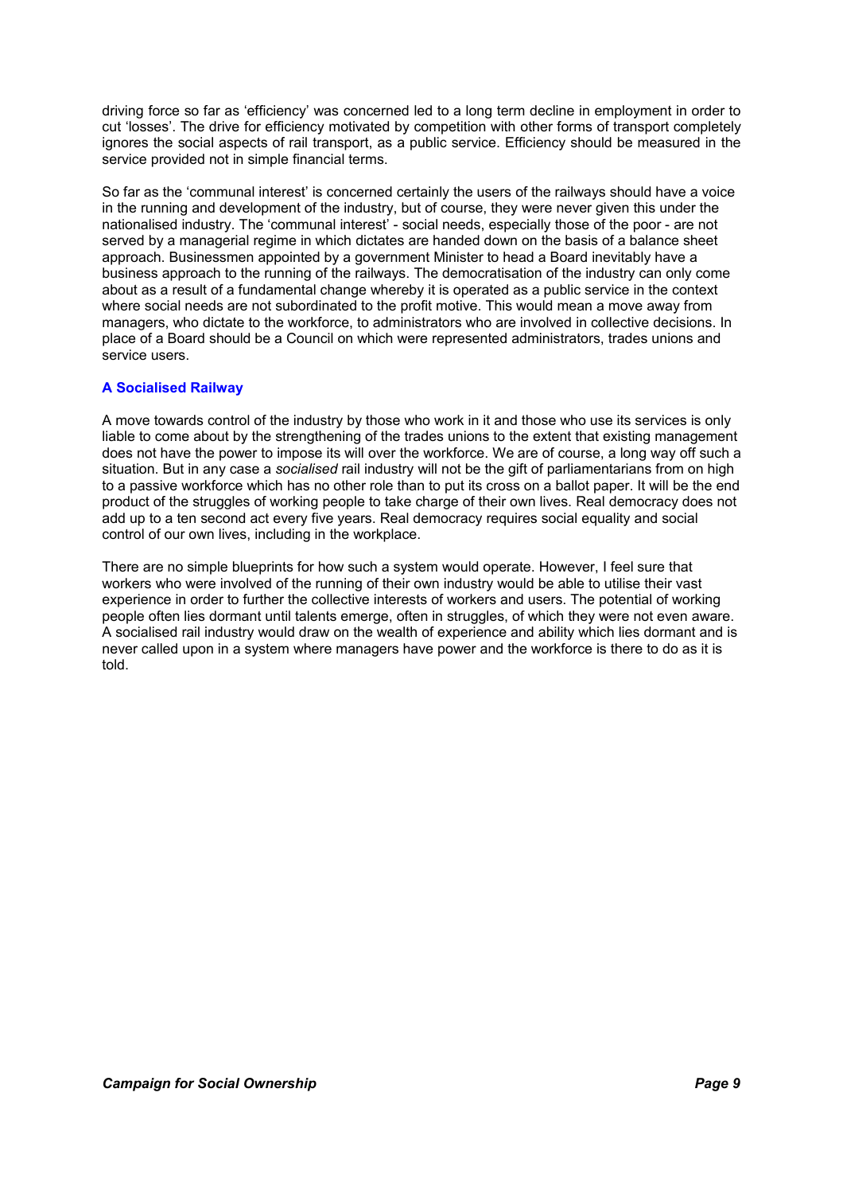driving force so far as 'efficiency' was concerned led to a long term decline in employment in order to cut 'losses'. The drive for efficiency motivated by competition with other forms of transport completely ignores the social aspects of rail transport, as a public service. Efficiency should be measured in the service provided not in simple financial terms.

So far as the 'communal interest' is concerned certainly the users of the railways should have a voice in the running and development of the industry, but of course, they were never given this under the nationalised industry. The 'communal interest' - social needs, especially those of the poor - are not served by a managerial regime in which dictates are handed down on the basis of a balance sheet approach. Businessmen appointed by a government Minister to head a Board inevitably have a business approach to the running of the railways. The democratisation of the industry can only come about as a result of a fundamental change whereby it is operated as a public service in the context where social needs are not subordinated to the profit motive. This would mean a move away from managers, who dictate to the workforce, to administrators who are involved in collective decisions. In place of a Board should be a Council on which were represented administrators, trades unions and service users.

### A Socialised Railway

A move towards control of the industry by those who work in it and those who use its services is only liable to come about by the strengthening of the trades unions to the extent that existing management does not have the power to impose its will over the workforce. We are of course, a long way off such a situation. But in any case a *socialised* rail industry will not be the gift of parliamentarians from on high to a passive workforce which has no other role than to put its cross on a ballot paper. It will be the end product of the struggles of working people to take charge of their own lives. Real democracy does not add up to a ten second act every five years. Real democracy requires social equality and social control of our own lives, including in the workplace.

There are no simple blueprints for how such a system would operate. However, I feel sure that workers who were involved of the running of their own industry would be able to utilise their vast experience in order to further the collective interests of workers and users. The potential of working people often lies dormant until talents emerge, often in struggles, of which they were not even aware. A socialised rail industry would draw on the wealth of experience and ability which lies dormant and is never called upon in a system where managers have power and the workforce is there to do as it is told.